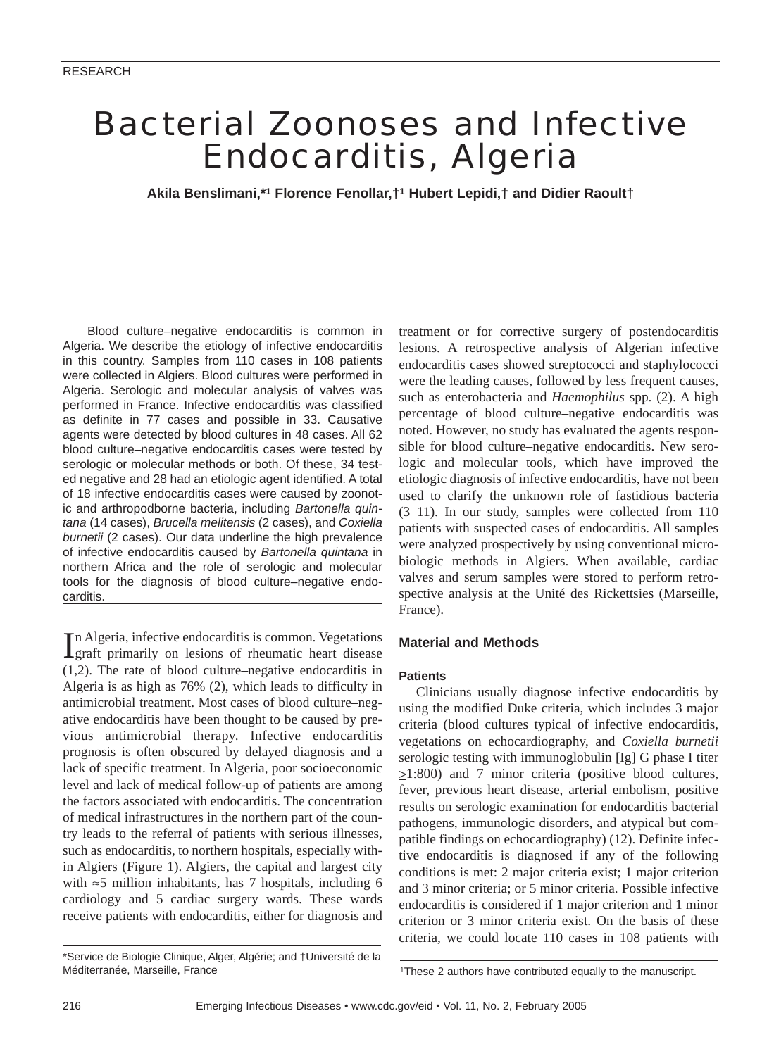RESEARCH

# Bacterial Zoonoses and Infective Endocarditis, Algeria

**Akila Benslimani,*[1] Florence Fenollar,†[1] Hubert Lepidi,† and Didier Raoult†**

Blood culture–negative endocarditis is common in Algeria. We describe the etiology of infective endocarditis in this country. Samples from 110 cases in 108 patients were collected in Algiers. Blood cultures were performed in Algeria. Serologic and molecular analysis of valves was performed in France. Infective endocarditis was classified as definite in 77 cases and possible in 33. Causative agents were detected by blood cultures in 48 cases. All 62 blood culture–negative endocarditis cases were tested by serologic or molecular methods or both. Of these, 34 tested negative and 28 had an etiologic agent identified. A total of 18 infective endocarditis cases were caused by zoonotic and arthropodborne bacteria, including *Bartonella quintana* (14 cases), *Brucella melitensis* (2 cases), and *Coxiella burnetii* (2 cases). Our data underline the high prevalence of infective endocarditis caused by *Bartonella quintana* in northern Africa and the role of serologic and molecular tools for the diagnosis of blood culture–negative endocarditis.

In Algeria, infective endocarditis is common. Vegetations graft primarily on lesions of rheumatic heart disease (1,2). The rate of blood culture–negative endocarditis in Algeria is as high as 76% (2), which leads to difficulty in antimicrobial treatment. Most cases of blood culture–negative endocarditis have been thought to be caused by previous antimicrobial therapy. Infective endocarditis prognosis is often obscured by delayed diagnosis and a lack of specific treatment. In Algeria, poor socioeconomic level and lack of medical follow-up of patients are among the factors associated with endocarditis. The concentration of medical infrastructures in the northern part of the country leads to the referral of patients with serious illnesses, such as endocarditis, to northern hospitals, especially within Algiers (Figure 1). Algiers, the capital and largest city with ≈5 million inhabitants, has 7 hospitals, including 6 cardiology and 5 cardiac surgery wards. These wards receive patients with endocarditis, either for diagnosis and treatment or for corrective surgery of postendocarditis lesions. A retrospective analysis of Algerian infective endocarditis cases showed streptococci and staphylococci were the leading causes, followed by less frequent causes, such as enterobacteria and *Haemophilus* spp. (2). A high percentage of blood culture–negative endocarditis was noted. However, no study has evaluated the agents responsible for blood culture–negative endocarditis. New serologic and molecular tools, which have improved the etiologic diagnosis of infective endocarditis, have not been used to clarify the unknown role of fastidious bacteria (3–11). In our study, samples were collected from 110 patients with suspected cases of endocarditis. All samples were analyzed prospectively by using conventional microbiologic methods in Algiers. When available, cardiac valves and serum samples were stored to perform retrospective analysis at the Unité des Rickettsies (Marseille, France).

## Material and Methods

### Patients

Clinicians usually diagnose infective endocarditis by using the modified Duke criteria, which includes 3 major criteria (blood cultures typical of infective endocarditis, vegetations on echocardiography, and *Coxiella burnetii* serologic testing with immunoglobulin [Ig] G phase I titer ≥1:800) and 7 minor criteria (positive blood cultures, fever, previous heart disease, arterial embolism, positive results on serologic examination for endocarditis bacterial pathogens, immunologic disorders, and atypical but compatible findings on echocardiography) (12). Definite infective endocarditis is diagnosed if any of the following conditions is met: 2 major criteria exist; 1 major criterion and 3 minor criteria; or 5 minor criteria. Possible infective endocarditis is considered if 1 major criterion and 1 minor criterion or 3 minor criteria exist. On the basis of these criteria, we could locate 110 cases in 108 patients with

*Service de Biologie Clinique, Alger, Algérie; and †Université de la Méditerranée, Marseille, France

[1]These 2 authors have contributed equally to the manuscript.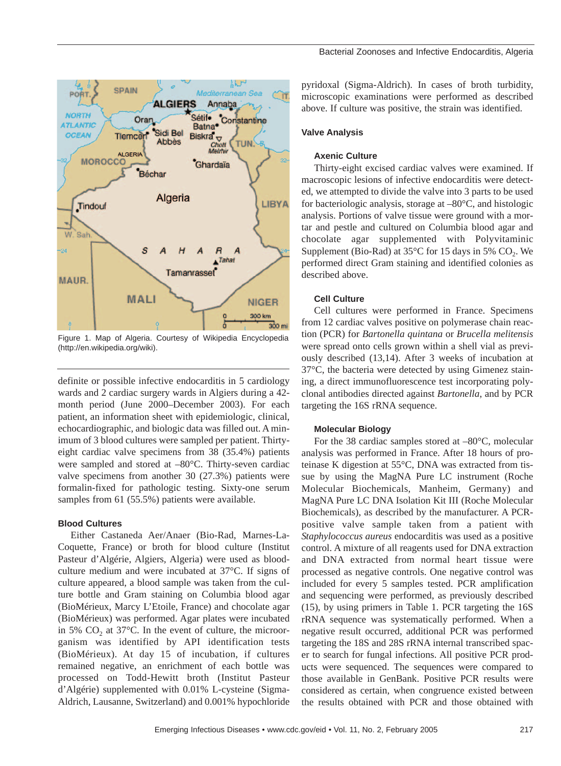Figure 1. Map of Algeria. Courtesy of Wikipedia Encyclopedia (http://en.wikipedia.org/wiki).

definite or possible infective endocarditis in 5 cardiology wards and 2 cardiac surgery wards in Algiers during a 42-month period (June 2000–December 2003). For each patient, an information sheet with epidemiologic, clinical, echocardiographic, and biologic data was filled out. A minimum of 3 blood cultures were sampled per patient. Thirty-eight cardiac valve specimens from 38 (35.4%) patients were sampled and stored at –80°C. Thirty-seven cardiac valve specimens from another 30 (27.3%) patients were formalin-fixed for pathologic testing. Sixty-one serum samples from 61 (55.5%) patients were available.

### Blood Cultures

Either Castaneda Aer/Anaer (Bio-Rad, Marnes-La-Coquette, France) or broth for blood culture (Institut Pasteur d'Algérie, Algiers, Algeria) were used as blood-culture medium and were incubated at 37°C. If signs of culture appeared, a blood sample was taken from the culture bottle and Gram staining on Columbia blood agar (BioMérieux, Marcy L'Etoile, France) and chocolate agar (BioMérieux) was performed. Agar plates were incubated in 5% $CO_2$ at 37°C. In the event of culture, the microorganism was identified by API identification tests (BioMérieux). At day 15 of incubation, if cultures remained negative, an enrichment of each bottle was processed on Todd-Hewitt broth (Institut Pasteur d'Algérie) supplemented with 0.01% L-cysteine (Sigma-Aldrich, Lausanne, Switzerland) and 0.001% hypochloride pyridoxal (Sigma-Aldrich). In cases of broth turbidity, microscopic examinations were performed as described above. If culture was positive, the strain was identified.

### Valve Analysis

#### Axenic Culture

Thirty-eight excised cardiac valves were examined. If macroscopic lesions of infective endocarditis were detected, we attempted to divide the valve into 3 parts to be used for bacteriologic analysis, storage at –80°C, and histologic analysis. Portions of valve tissue were ground with a mortar and pestle and cultured on Columbia blood agar and chocolate agar supplemented with Polyvitaminic Supplement (Bio-Rad) at 35°C for 15 days in 5% $CO_2$. We performed direct Gram staining and identified colonies as described above.

#### Cell Culture

Cell cultures were performed in France. Specimens from 12 cardiac valves positive on polymerase chain reaction (PCR) for *Bartonella quintana* or *Brucella melitensis* were spread onto cells grown within a shell vial as previously described (13,14). After 3 weeks of incubation at 37°C, the bacteria were detected by using Gimenez staining, a direct immunofluorescence test incorporating polyclonal antibodies directed against *Bartonella*, and by PCR targeting the 16S rRNA sequence.

#### Molecular Biology

For the 38 cardiac samples stored at –80°C, molecular analysis was performed in France. After 18 hours of proteinase K digestion at 55°C, DNA was extracted from tissue by using the MagNA Pure LC instrument (Roche Molecular Biochemicals, Manheim, Germany) and MagNA Pure LC DNA Isolation Kit III (Roche Molecular Biochemicals), as described by the manufacturer. A PCR-positive valve sample taken from a patient with *Staphylococcus aureus* endocarditis was used as a positive control. A mixture of all reagents used for DNA extraction and DNA extracted from normal heart tissue were processed as negative controls. One negative control was included for every 5 samples tested. PCR amplification and sequencing were performed, as previously described (15), by using primers in Table 1. PCR targeting the 16S rRNA sequence was systematically performed. When a negative result occurred, additional PCR was performed targeting the 18S and 28S rRNA internal transcribed spacer to search for fungal infections. All positive PCR products were sequenced. The sequences were compared to those available in GenBank. Positive PCR results were considered as certain, when congruence existed between the results obtained with PCR and those obtained with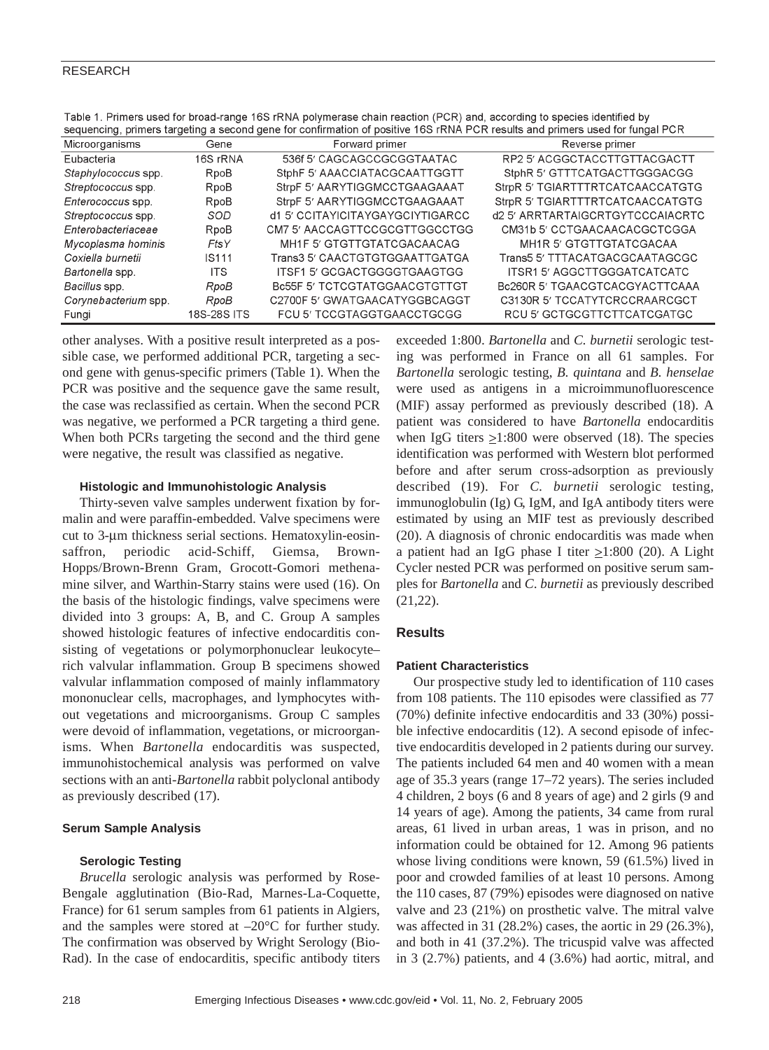Table 1. Primers used for broad-range 16S rRNA polymerase chain reaction (PCR) and, according to species identified by sequencing, primers targeting a second gene for confirmation of positive 16S rRNA PCR results and primers used for fungal PCR

| Microorganisms | Gene | Forward primer | Reverse primer |
|---|---|---|---|
| Eubacteria | 16S rRNA | 536f 5′ CAGCAGCCGCGGTAATAC | RP2 5′ ACGGCTACCTTGTTACGACTT |
| *Staphylococcus* spp. | RpoB | StphF 5′ AAACCIATACGCAATTGGTT | StphR 5′ GTTTCATGACTTGGGACGG |
| *Streptococcus* spp. | RpoB | StrpF 5′ AARYTIGGMCCTGAAGAAAT | StrpR 5′ TGIARTTTRTCATCAACCATGTG |
| *Enterococcus* spp. | RpoB | StrpF 5′ AARYTIGGMCCTGAAGAAAT | StrpR 5′ TGIARTTTRTCATCAACCATGTG |
| *Streptococcus* spp. | *SOD* | d1 5′ CCITAYICITAYGAYGCIYTIGARCC | d2 5′ ARRTARTAIGCRTGYTCCCAIACRTC |
| *Enterobacteriaceae* | RpoB | CM7 5′ AACCAGTTCCGCGTTGGCCTGG | CM31b 5′ CCTGAACAACACGCTCGGA |
| *Mycoplasma hominis* | *FtsY* | MH1F 5′ GTGTTGTATCGACAACAG | MH1R 5′ GTGTTGTATCGACAA |
| *Coxiella burnetii* | IS111 | Trans3 5′ CAACTGTGTGGAATTGATGA | Trans5 5′ TTTACATGACGCAATAGCGC |
| *Bartonella* spp. | ITS | ITSF1 5′ GCGACTGGGGTGAAGTGG | ITSR1 5′ AGGCTTGGGATCATCATC |
| *Bacillus* spp. | *RpoB* | Bc55F 5′ TCTCGTATGGAACGTGTTGT | Bc260R 5′ TGAACGTCACGYACTTCAAA |
| *Corynebacterium* spp. | *RpoB* | C2700F 5′ GWATGAACATYGGBCAGGT | C3130R 5′ TCCATYTCRCCRAARCGCT |
| Fungi | 18S-28S ITS | FCU 5′ TCCGTAGGTGAACCTGCGG | RCU 5′ GCTGCGTTCTTCATCGATGC |

other analyses. With a positive result interpreted as a possible case, we performed additional PCR, targeting a second gene with genus-specific primers (Table 1). When the PCR was positive and the sequence gave the same result, the case was reclassified as certain. When the second PCR was negative, we performed a PCR targeting a third gene. When both PCRs targeting the second and the third gene were negative, the result was classified as negative.

#### Histologic and Immunohistologic Analysis

Thirty-seven valve samples underwent fixation by formalin and were paraffin-embedded. Valve specimens were cut to 3-µm thickness serial sections. Hematoxylin-eosin-saffron, periodic acid-Schiff, Giemsa, Brown-Hopps/Brown-Brenn Gram, Grocott-Gomori methenamine silver, and Warthin-Starry stains were used (16). On the basis of the histologic findings, valve specimens were divided into 3 groups: A, B, and C. Group A samples showed histologic features of infective endocarditis consisting of vegetations or polymorphonuclear leukocyte–rich valvular inflammation. Group B specimens showed valvular inflammation composed of mainly inflammatory mononuclear cells, macrophages, and lymphocytes without vegetations and microorganisms. Group C samples were devoid of inflammation, vegetations, or microorganisms. When *Bartonella* endocarditis was suspected, immunohistochemical analysis was performed on valve sections with an anti-*Bartonella* rabbit polyclonal antibody as previously described (17).

#### Serum Sample Analysis

##### Serologic Testing

*Brucella* serologic analysis was performed by Rose-Bengale agglutination (Bio-Rad, Marnes-La-Coquette, France) for 61 serum samples from 61 patients in Algiers, and the samples were stored at –20°C for further study. The confirmation was observed by Wright Serology (Bio-Rad). In the case of endocarditis, specific antibody titers exceeded 1:800. *Bartonella* and *C. burnetii* serologic testing was performed in France on all 61 samples. For *Bartonella* serologic testing, *B. quintana* and *B. henselae* were used as antigens in a microimmunofluorescence (MIF) assay performed as previously described (18). A patient was considered to have *Bartonella* endocarditis when IgG titers ≥1:800 were observed (18). The species identification was performed with Western blot performed before and after serum cross-adsorption as previously described (19). For *C. burnetii* serologic testing, immunoglobulin (Ig) G, IgM, and IgA antibody titers were estimated by using an MIF test as previously described (20). A diagnosis of chronic endocarditis was made when a patient had an IgG phase I titer ≥1:800 (20). A Light Cycler nested PCR was performed on positive serum samples for *Bartonella* and *C. burnetii* as previously described (21,22).

## Results

#### Patient Characteristics

Our prospective study led to identification of 110 cases from 108 patients. The 110 episodes were classified as 77 (70%) definite infective endocarditis and 33 (30%) possible infective endocarditis (12). A second episode of infective endocarditis developed in 2 patients during our survey. The patients included 64 men and 40 women with a mean age of 35.3 years (range 17–72 years). The series included 4 children, 2 boys (6 and 8 years of age) and 2 girls (9 and 14 years of age). Among the patients, 34 came from rural areas, 61 lived in urban areas, 1 was in prison, and no information could be obtained for 12. Among 96 patients whose living conditions were known, 59 (61.5%) lived in poor and crowded families of at least 10 persons. Among the 110 cases, 87 (79%) episodes were diagnosed on native valve and 23 (21%) on prosthetic valve. The mitral valve was affected in 31 (28.2%) cases, the aortic in 29 (26.3%), and both in 41 (37.2%). The tricuspid valve was affected in 3 (2.7%) patients, and 4 (3.6%) had aortic, mitral, and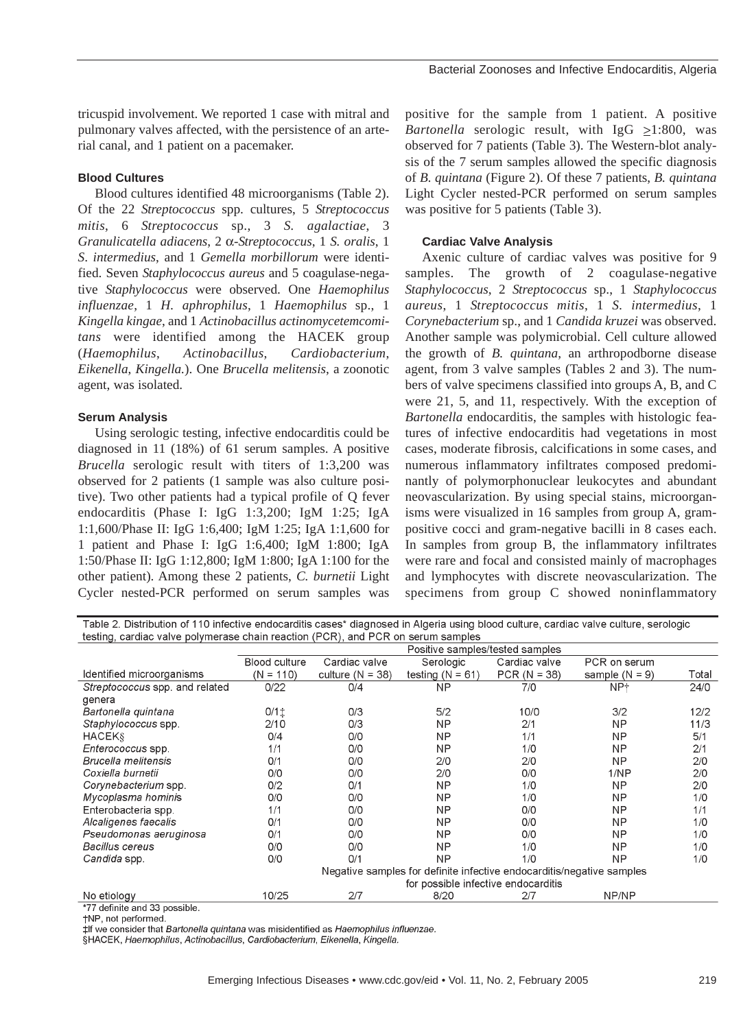tricuspid involvement. We reported 1 case with mitral and pulmonary valves affected, with the persistence of an arterial canal, and 1 patient on a pacemaker.

### Blood Cultures

Blood cultures identified 48 microorganisms (Table 2). Of the 22 *Streptococcus* spp. cultures, 5 *Streptococcus mitis*, 6 *Streptococcus* sp., 3 *S. agalactiae*, 3 *Granulicatella adiacens*, 2 α-*Streptococcus*, 1 *S. oralis*, 1 *S. intermedius*, and 1 *Gemella morbillorum* were identified. Seven *Staphylococcus aureus* and 5 coagulase-negative *Staphylococcus* were observed. One *Haemophilus influenzae*, 1 *H. aphrophilus*, 1 *Haemophilus* sp., 1 *Kingella kingae*, and 1 *Actinobacillus actinomycetemcomitans* were identified among the HACEK group (*Haemophilus*, *Actinobacillus*, *Cardiobacterium*, *Eikenella*, *Kingella*.). One *Brucella melitensis*, a zoonotic agent, was isolated.

### Serum Analysis

Using serologic testing, infective endocarditis could be diagnosed in 11 (18%) of 61 serum samples. A positive *Brucella* serologic result with titers of 1:3,200 was observed for 2 patients (1 sample was also culture positive). Two other patients had a typical profile of Q fever endocarditis (Phase I: IgG 1:3,200; IgM 1:25; IgA 1:1,600/Phase II: IgG 1:6,400; IgM 1:25; IgA 1:1,600 for 1 patient and Phase I: IgG 1:6,400; IgM 1:800; IgA 1:50/Phase II: IgG 1:12,800; IgM 1:800; IgA 1:100 for the other patient). Among these 2 patients, *C. burnetii* Light Cycler nested-PCR performed on serum samples was positive for the sample from 1 patient. A positive *Bartonella* serologic result, with IgG ≥1:800, was observed for 7 patients (Table 3). The Western-blot analysis of the 7 serum samples allowed the specific diagnosis of *B. quintana* (Figure 2). Of these 7 patients, *B. quintana* Light Cycler nested-PCR performed on serum samples was positive for 5 patients (Table 3).

### Cardiac Valve Analysis

Axenic culture of cardiac valves was positive for 9 samples. The growth of 2 coagulase-negative *Staphylococcus*, 2 *Streptococcus* sp., 1 *Staphylococcus aureus*, 1 *Streptococcus mitis*, 1 *S. intermedius*, 1 *Corynebacterium* sp., and 1 *Candida kruzei* was observed. Another sample was polymicrobial. Cell culture allowed the growth of *B. quintana*, an arthropodborne disease agent, from 3 valve samples (Tables 2 and 3). The numbers of valve specimens classified into groups A, B, and C were 21, 5, and 11, respectively. With the exception of *Bartonella* endocarditis, the samples with histologic features of infective endocarditis had vegetations in most cases, moderate fibrosis, calcifications in some cases, and numerous inflammatory infiltrates composed predominantly of polymorphonuclear leukocytes and abundant neovascularization. By using special stains, microorganisms were visualized in 16 samples from group A, gram-positive cocci and gram-negative bacilli in 8 cases each. In samples from group B, the inflammatory infiltrates were rare and focal and consisted mainly of macrophages and lymphocytes with discrete neovascularization. The specimens from group C showed noninflammatory

Table 2. Distribution of 110 infective endocarditis cases* diagnosed in Algeria using blood culture, cardiac valve culture, serologic testing, cardiac valve polymerase chain reaction (PCR), and PCR on serum samples

| | Positive samples/tested samples | | | | | |
|---|---|---|---|---|---|---|
| Identified microorganisms | Blood culture (N = 110) | Cardiac valve culture (N = 38) | Serologic testing (N = 61) | Cardiac valve PCR (N = 38) | PCR on serum sample (N = 9) | Total |
| *Streptococcus* spp. and related genera | 0/22 | 0/4 | NP | 7/0 | NP† | 24/0 |
| *Bartonella quintana* | 0/1‡ | 0/3 | 5/2 | 10/0 | 3/2 | 12/2 |
| *Staphylococcus* spp. | 2/10 | 0/3 | NP | 2/1 | NP | 11/3 |
| HACEK§ | 0/4 | 0/0 | NP | 1/1 | NP | 5/1 |
| *Enterococcus* spp. | 1/1 | 0/0 | NP | 1/0 | NP | 2/1 |
| *Brucella melitensis* | 0/1 | 0/0 | 2/0 | 2/0 | NP | 2/0 |
| *Coxiella burnetii* | 0/0 | 0/0 | 2/0 | 0/0 | 1/NP | 2/0 |
| *Corynebacterium* spp. | 0/2 | 0/1 | NP | 1/0 | NP | 2/0 |
| *Mycoplasma hominis* | 0/0 | 0/0 | NP | 1/0 | NP | 1/0 |
| Enterobacteria spp. | 1/1 | 0/0 | NP | 0/0 | NP | 1/1 |
| *Alcaligenes faecalis* | 0/1 | 0/0 | NP | 0/0 | NP | 1/0 |
| *Pseudomonas aeruginosa* | 0/1 | 0/0 | NP | 0/0 | NP | 1/0 |
| *Bacillus cereus* | 0/0 | 0/0 | NP | 1/0 | NP | 1/0 |
| *Candida* spp. | 0/0 | 0/1 | NP | 1/0 | NP | 1/0 |
| | Negative samples for definite infective endocarditis/negative samples for possible infective endocarditis | | | | | |
| No etiology | 10/25 | 2/7 | 8/20 | 2/7 | NP/NP | |

*77 definite and 33 possible.
†NP, not performed.
‡If we consider that *Bartonella quintana* was misidentified as *Haemophilus influenzae*.
§HACEK, *Haemophilus*, *Actinobacillus*, *Cardiobacterium*, *Eikenella*, *Kingella*.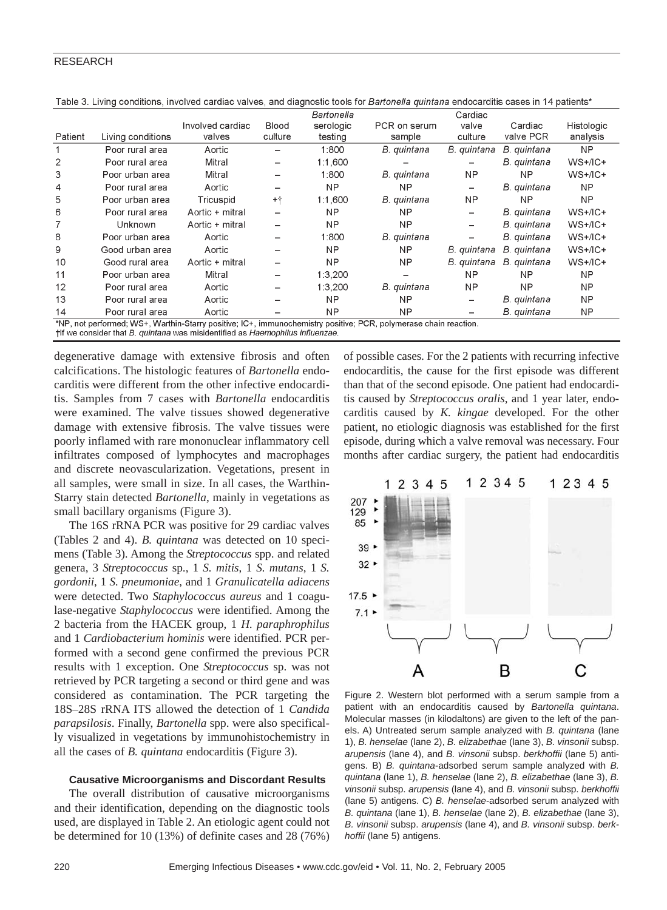Table 3. Living conditions, involved cardiac valves, and diagnostic tools for *Bartonella quintana* endocarditis cases in 14 patients*

| Patient | Living conditions | Involved cardiac valves | Blood culture | *Bartonella* serologic testing | PCR on serum sample | Cardiac valve culture | Cardiac valve PCR | Histologic analysis |
|---|---|---|---|---|---|---|---|---|
| 1 | Poor rural area | Aortic | – | 1:800 | *B. quintana* | *B. quintana* | *B. quintana* | NP |
| 2 | Poor rural area | Mitral | – | 1:1,600 | – | – | *B. quintana* | WS+/IC+ |
| 3 | Poor urban area | Mitral | – | 1:800 | *B. quintana* | NP | NP | WS+/IC+ |
| 4 | Poor rural area | Aortic | – | NP | NP | – | *B. quintana* | NP |
| 5 | Poor urban area | Tricuspid | +† | 1:1,600 | *B. quintana* | NP | NP | NP |
| 6 | Poor rural area | Aortic + mitral | – | NP | NP | – | *B. quintana* | WS+/IC+ |
| 7 | Unknown | Aortic + mitral | – | NP | NP | – | *B. quintana* | WS+/IC+ |
| 8 | Poor urban area | Aortic | – | 1:800 | *B. quintana* | – | *B. quintana* | WS+/IC+ |
| 9 | Good urban area | Aortic | – | NP | NP | *B. quintana* | *B. quintana* | WS+/IC+ |
| 10 | Good rural area | Aortic + mitral | – | NP | NP | *B. quintana* | *B. quintana* | WS+/IC+ |
| 11 | Poor urban area | Mitral | – | 1:3,200 | – | NP | NP | NP |
| 12 | Poor rural area | Aortic | – | 1:3,200 | *B. quintana* | NP | NP | NP |
| 13 | Poor rural area | Aortic | – | NP | NP | – | *B. quintana* | NP |
| 14 | Poor rural area | Aortic | – | NP | NP | – | *B. quintana* | NP |

*NP, not performed; WS+, Warthin-Starry positive; IC+, immunochemistry positive; PCR, polymerase chain reaction.
†If we consider that *B. quintana* was misidentified as *Haemophilus influenzae*.

degenerative damage with extensive fibrosis and often calcifications. The histologic features of *Bartonella* endocarditis were different from the other infective endocarditis. Samples from 7 cases with *Bartonella* endocarditis were examined. The valve tissues showed degenerative damage with extensive fibrosis. The valve tissues were poorly inflamed with rare mononuclear inflammatory cell infiltrates composed of lymphocytes and macrophages and discrete neovascularization. Vegetations, present in all samples, were small in size. In all cases, the Warthin-Starry stain detected *Bartonella*, mainly in vegetations as small bacillary organisms (Figure 3).

The 16S rRNA PCR was positive for 29 cardiac valves (Tables 2 and 4). *B. quintana* was detected on 10 specimens (Table 3). Among the *Streptococcus* spp. and related genera, 3 *Streptococcus* sp., 1 *S. mitis*, 1 *S. mutans*, 1 *S. gordonii*, 1 *S. pneumoniae*, and 1 *Granulicatella adiacens* were detected. Two *Staphylococcus aureus* and 1 coagulase-negative *Staphylococcus* were identified. Among the 2 bacteria from the HACEK group, 1 *H. paraphrophilus* and 1 *Cardiobacterium hominis* were identified. PCR performed with a second gene confirmed the previous PCR results with 1 exception. One *Streptococcus* sp. was not retrieved by PCR targeting a second or third gene and was considered as contamination. The PCR targeting the 18S–28S rRNA ITS allowed the detection of 1 *Candida parapsilosis*. Finally, *Bartonella* spp. were also specifically visualized in vegetations by immunohistochemistry in all the cases of *B. quintana* endocarditis (Figure 3).

#### Causative Microorganisms and Discordant Results

The overall distribution of causative microorganisms and their identification, depending on the diagnostic tools used, are displayed in Table 2. An etiologic agent could not be determined for 10 (13%) of definite cases and 28 (76%) of possible cases. For the 2 patients with recurring infective endocarditis, the cause for the first episode was different than that of the second episode. One patient had endocarditis caused by *Streptococcus oralis*, and 1 year later, endocarditis caused by *K. kingae* developed. For the other patient, no etiologic diagnosis was established for the first episode, during which a valve removal was necessary. Four months after cardiac surgery, the patient had endocarditis

Figure 2. Western blot performed with a serum sample from a patient with an endocarditis caused by *Bartonella quintana*. Molecular masses (in kilodaltons) are given to the left of the panels. A) Untreated serum sample analyzed with *B. quintana* (lane 1), *B. henselae* (lane 2), *B. elizabethae* (lane 3), *B. vinsonii* subsp. *arupensis* (lane 4), and *B. vinsonii* subsp. *berkhoffii* (lane 5) antigens. B) *B. quintana*-adsorbed serum sample analyzed with *B. quintana* (lane 1), *B. henselae* (lane 2), *B. elizabethae* (lane 3), *B. vinsonii* subsp. *arupensis* (lane 4), and *B. vinsonii* subsp. *berkhoffii* (lane 5) antigens. C) *B. henselae*-adsorbed serum analyzed with *B. quintana* (lane 1), *B. henselae* (lane 2), *B. elizabethae* (lane 3), *B. vinsonii* subsp. *arupensis* (lane 4), and *B. vinsonii* subsp. *berkhoffii* (lane 5) antigens.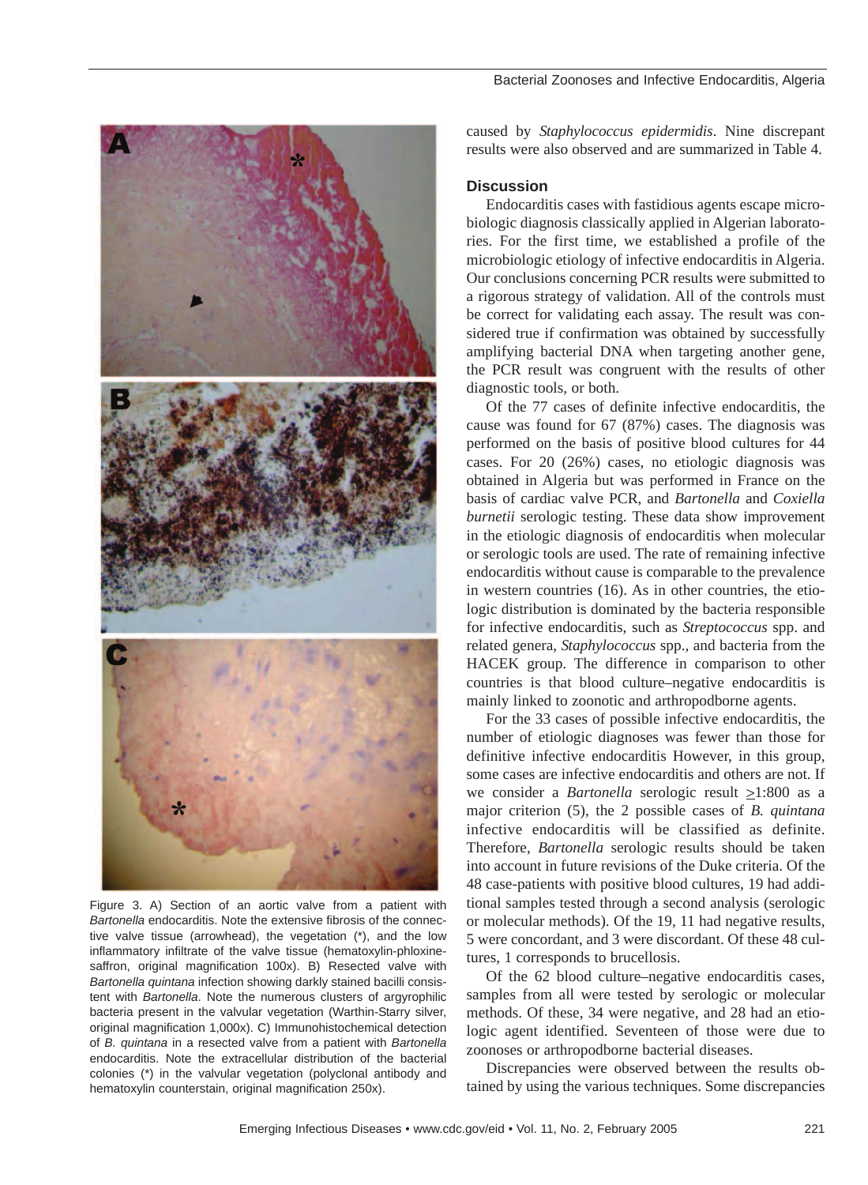Figure 3. A) Section of an aortic valve from a patient with *Bartonella* endocarditis. Note the extensive fibrosis of the connective valve tissue (arrowhead), the vegetation (*), and the low inflammatory infiltrate of the valve tissue (hematoxylin-phloxine-saffron, original magnification 100x). B) Resected valve with *Bartonella quintana* infection showing darkly stained bacilli consistent with *Bartonella*. Note the numerous clusters of argyrophilic bacteria present in the valvular vegetation (Warthin-Starry silver, original magnification 1,000x). C) Immunohistochemical detection of *B. quintana* in a resected valve from a patient with *Bartonella* endocarditis. Note the extracellular distribution of the bacterial colonies (*) in the valvular vegetation (polyclonal antibody and hematoxylin counterstain, original magnification 250x).

caused by *Staphylococcus epidermidis*. Nine discrepant results were also observed and are summarized in Table 4.

## Discussion

Endocarditis cases with fastidious agents escape microbiologic diagnosis classically applied in Algerian laboratories. For the first time, we established a profile of the microbiologic etiology of infective endocarditis in Algeria. Our conclusions concerning PCR results were submitted to a rigorous strategy of validation. All of the controls must be correct for validating each assay. The result was considered true if confirmation was obtained by successfully amplifying bacterial DNA when targeting another gene, the PCR result was congruent with the results of other diagnostic tools, or both.

Of the 77 cases of definite infective endocarditis, the cause was found for 67 (87%) cases. The diagnosis was performed on the basis of positive blood cultures for 44 cases. For 20 (26%) cases, no etiologic diagnosis was obtained in Algeria but was performed in France on the basis of cardiac valve PCR, and *Bartonella* and *Coxiella burnetii* serologic testing. These data show improvement in the etiologic diagnosis of endocarditis when molecular or serologic tools are used. The rate of remaining infective endocarditis without cause is comparable to the prevalence in western countries (16). As in other countries, the etiologic distribution is dominated by the bacteria responsible for infective endocarditis, such as *Streptococcus* spp. and related genera, *Staphylococcus* spp., and bacteria from the HACEK group. The difference in comparison to other countries is that blood culture–negative endocarditis is mainly linked to zoonotic and arthropodborne agents.

For the 33 cases of possible infective endocarditis, the number of etiologic diagnoses was fewer than those for definitive infective endocarditis However, in this group, some cases are infective endocarditis and others are not. If we consider a *Bartonella* serologic result $\geq$1:800 as a major criterion (5), the 2 possible cases of *B. quintana* infective endocarditis will be classified as definite. Therefore, *Bartonella* serologic results should be taken into account in future revisions of the Duke criteria. Of the 48 case-patients with positive blood cultures, 19 had additional samples tested through a second analysis (serologic or molecular methods). Of the 19, 11 had negative results, 5 were concordant, and 3 were discordant. Of these 48 cultures, 1 corresponds to brucellosis.

Of the 62 blood culture–negative endocarditis cases, samples from all were tested by serologic or molecular methods. Of these, 34 were negative, and 28 had an etiologic agent identified. Seventeen of those were due to zoonoses or arthropodborne bacterial diseases.

Discrepancies were observed between the results obtained by using the various techniques. Some discrepancies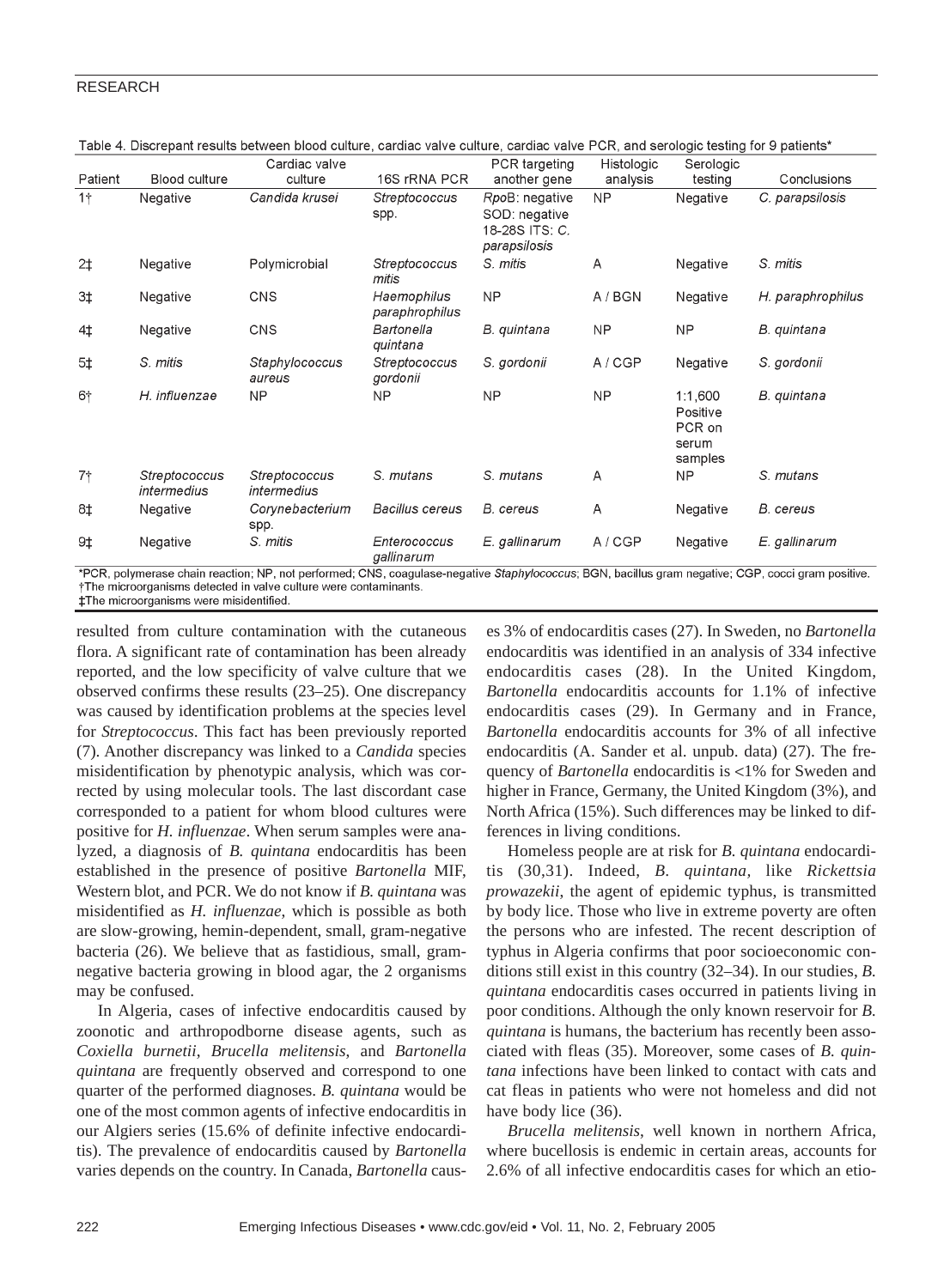Table 4. Discrepant results between blood culture, cardiac valve culture, cardiac valve PCR, and serologic testing for 9 patients*

| Patient | Blood culture | Cardiac valve culture | 16S rRNA PCR | PCR targeting another gene | Histologic analysis | Serologic testing | Conclusions |
|---|---|---|---|---|---|---|---|
| 1† | Negative | *Candida krusei* | *Streptococcus* spp. | *RpoB*: negative SOD: negative 18-28S ITS: *C. parapsilosis* | NP | Negative | *C. parapsilosis* |
| 2‡ | Negative | Polymicrobial | *Streptococcus mitis* | *S. mitis* | A | Negative | *S. mitis* |
| 3‡ | Negative | CNS | *Haemophilus paraphrophilus* | NP | A / BGN | Negative | *H. paraphrophilus* |
| 4‡ | Negative | CNS | *Bartonella quintana* | *B. quintana* | NP | NP | *B. quintana* |
| 5‡ | *S. mitis* | *Staphylococcus aureus* | *Streptococcus gordonii* | *S. gordonii* | A / CGP | Negative | *S. gordonii* |
| 6† | *H. influenzae* | NP | NP | NP | NP | 1:1,600 Positive PCR on serum samples | *B. quintana* |
| 7† | *Streptococcus intermedius* | *Streptococcus intermedius* | *S. mutans* | *S. mutans* | A | NP | *S. mutans* |
| 8‡ | Negative | *Corynebacterium* spp. | *Bacillus cereus* | *B. cereus* | A | Negative | *B. cereus* |
| 9‡ | Negative | *S. mitis* | *Enterococcus gallinarum* | *E. gallinarum* | A / CGP | Negative | *E. gallinarum* |

*PCR, polymerase chain reaction; NP, not performed; CNS, coagulase-negative *Staphylococcus*; BGN, bacillus gram negative; CGP, cocci gram positive.
†The microorganisms detected in valve culture were contaminants.
‡The microorganisms were misidentified.

resulted from culture contamination with the cutaneous flora. A significant rate of contamination has been already reported, and the low specificity of valve culture that we observed confirms these results (23–25). One discrepancy was caused by identification problems at the species level for *Streptococcus*. This fact has been previously reported (7). Another discrepancy was linked to a *Candida* species misidentification by phenotypic analysis, which was corrected by using molecular tools. The last discordant case corresponded to a patient for whom blood cultures were positive for *H. influenzae*. When serum samples were analyzed, a diagnosis of *B. quintana* endocarditis has been established in the presence of positive *Bartonella* MIF, Western blot, and PCR. We do not know if *B. quintana* was misidentified as *H. influenzae*, which is possible as both are slow-growing, hemin-dependent, small, gram-negative bacteria (26). We believe that as fastidious, small, gram-negative bacteria growing in blood agar, the 2 organisms may be confused.

In Algeria, cases of infective endocarditis caused by zoonotic and arthropodborne disease agents, such as *Coxiella burnetii*, *Brucella melitensis*, and *Bartonella quintana* are frequently observed and correspond to one quarter of the performed diagnoses. *B. quintana* would be one of the most common agents of infective endocarditis in our Algiers series (15.6% of definite infective endocarditis). The prevalence of endocarditis caused by *Bartonella* varies depends on the country. In Canada, *Bartonella* causes 3% of endocarditis cases (27). In Sweden, no *Bartonella* endocarditis was identified in an analysis of 334 infective endocarditis cases (28). In the United Kingdom, *Bartonella* endocarditis accounts for 1.1% of infective endocarditis cases (29). In Germany and in France, *Bartonella* endocarditis accounts for 3% of all infective endocarditis (A. Sander et al. unpub. data) (27). The frequency of *Bartonella* endocarditis is <1% for Sweden and higher in France, Germany, the United Kingdom (3%), and North Africa (15%). Such differences may be linked to differences in living conditions.

Homeless people are at risk for *B. quintana* endocarditis (30,31). Indeed, *B. quintana*, like *Rickettsia prowazekii*, the agent of epidemic typhus, is transmitted by body lice. Those who live in extreme poverty are often the persons who are infested. The recent description of typhus in Algeria confirms that poor socioeconomic conditions still exist in this country (32–34). In our studies, *B. quintana* endocarditis cases occurred in patients living in poor conditions. Although the only known reservoir for *B. quintana* is humans, the bacterium has recently been associated with fleas (35). Moreover, some cases of *B. quintana* infections have been linked to contact with cats and cat fleas in patients who were not homeless and did not have body lice (36).

*Brucella melitensis*, well known in northern Africa, where bucellosis is endemic in certain areas, accounts for 2.6% of all infective endocarditis cases for which an etio-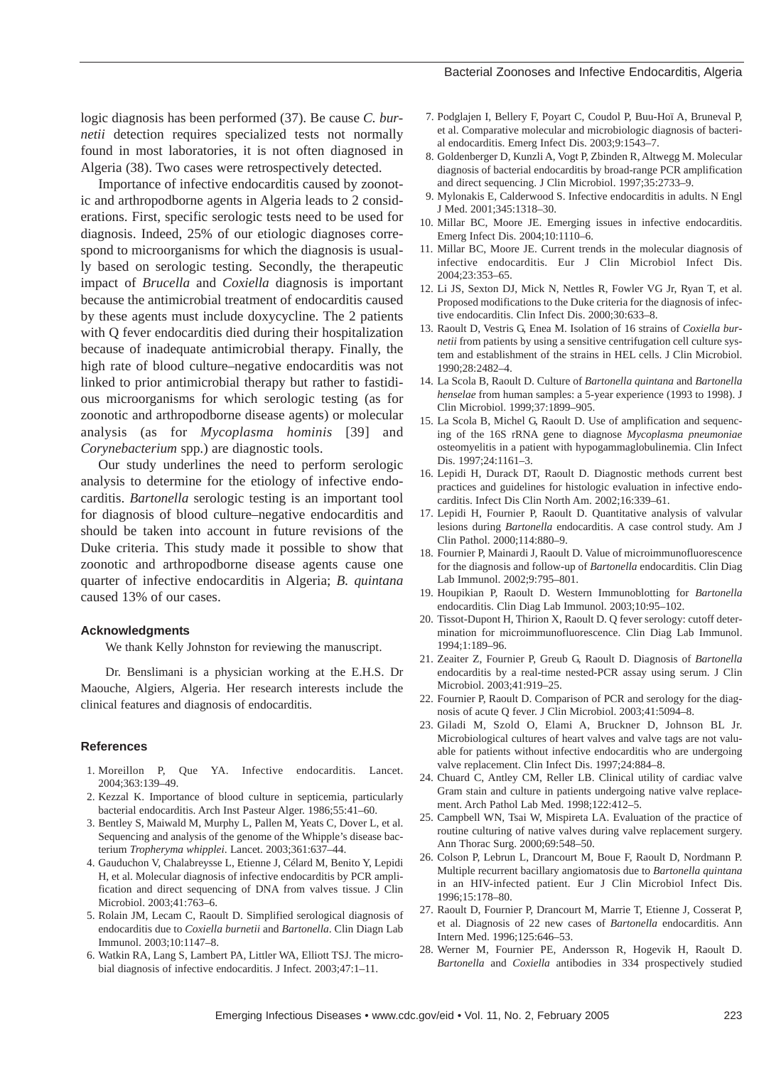logic diagnosis has been performed (37). Be cause *C. burnetii* detection requires specialized tests not normally found in most laboratories, it is not often diagnosed in Algeria (38). Two cases were retrospectively detected.

Importance of infective endocarditis caused by zoonotic and arthropodborne agents in Algeria leads to 2 considerations. First, specific serologic tests need to be used for diagnosis. Indeed, 25% of our etiologic diagnoses correspond to microorganisms for which the diagnosis is usually based on serologic testing. Secondly, the therapeutic impact of *Brucella* and *Coxiella* diagnosis is important because the antimicrobial treatment of endocarditis caused by these agents must include doxycycline. The 2 patients with Q fever endocarditis died during their hospitalization because of inadequate antimicrobial therapy. Finally, the high rate of blood culture–negative endocarditis was not linked to prior antimicrobial therapy but rather to fastidious microorganisms for which serologic testing (as for zoonotic and arthropodborne disease agents) or molecular analysis (as for *Mycoplasma hominis* [39] and *Corynebacterium* spp.) are diagnostic tools.

Our study underlines the need to perform serologic analysis to determine for the etiology of infective endocarditis. *Bartonella* serologic testing is an important tool for diagnosis of blood culture–negative endocarditis and should be taken into account in future revisions of the Duke criteria. This study made it possible to show that zoonotic and arthropodborne disease agents cause one quarter of infective endocarditis in Algeria; *B. quintana* caused 13% of our cases.

### Acknowledgments

We thank Kelly Johnston for reviewing the manuscript.

Dr. Benslimani is a physician working at the E.H.S. Dr Maouche, Algiers, Algeria. Her research interests include the clinical features and diagnosis of endocarditis.

### References

1. Moreillon P, Que YA. Infective endocarditis. Lancet. 2004;363:139–49.
2. Kezzal K. Importance of blood culture in septicemia, particularly bacterial endocarditis. Arch Inst Pasteur Alger. 1986;55:41–60.
3. Bentley S, Maiwald M, Murphy L, Pallen M, Yeats C, Dover L, et al. Sequencing and analysis of the genome of the Whipple's disease bacterium *Tropheryma whipplei*. Lancet. 2003;361:637–44.
4. Gauduchon V, Chalabreysse L, Etienne J, Célard M, Benito Y, Lepidi H, et al. Molecular diagnosis of infective endocarditis by PCR amplification and direct sequencing of DNA from valves tissue. J Clin Microbiol. 2003;41:763–6.
5. Rolain JM, Lecam C, Raoult D. Simplified serological diagnosis of endocarditis due to *Coxiella burnetii* and *Bartonella*. Clin Diagn Lab Immunol. 2003;10:1147–8.
6. Watkin RA, Lang S, Lambert PA, Littler WA, Elliott TSJ. The microbial diagnosis of infective endocarditis. J Infect. 2003;47:1–11.
7. Podglajen I, Bellery F, Poyart C, Coudol P, Buu-Hoï A, Bruneval P, et al. Comparative molecular and microbiologic diagnosis of bacterial endocarditis. Emerg Infect Dis. 2003;9:1543–7.
8. Goldenberger D, Kunzli A, Vogt P, Zbinden R, Altwegg M. Molecular diagnosis of bacterial endocarditis by broad-range PCR amplification and direct sequencing. J Clin Microbiol. 1997;35:2733–9.
9. Mylonakis E, Calderwood S. Infective endocarditis in adults. N Engl J Med. 2001;345:1318–30.
10. Millar BC, Moore JE. Emerging issues in infective endocarditis. Emerg Infect Dis. 2004;10:1110–6.
11. Millar BC, Moore JE. Current trends in the molecular diagnosis of infective endocarditis. Eur J Clin Microbiol Infect Dis. 2004;23:353–65.
12. Li JS, Sexton DJ, Mick N, Nettles R, Fowler VG Jr, Ryan T, et al. Proposed modifications to the Duke criteria for the diagnosis of infective endocarditis. Clin Infect Dis. 2000;30:633–8.
13. Raoult D, Vestris G, Enea M. Isolation of 16 strains of *Coxiella burnetii* from patients by using a sensitive centrifugation cell culture system and establishment of the strains in HEL cells. J Clin Microbiol. 1990;28:2482–4.
14. La Scola B, Raoult D. Culture of *Bartonella quintana* and *Bartonella henselae* from human samples: a 5-year experience (1993 to 1998). J Clin Microbiol. 1999;37:1899–905.
15. La Scola B, Michel G, Raoult D. Use of amplification and sequencing of the 16S rRNA gene to diagnose *Mycoplasma pneumoniae* osteomyelitis in a patient with hypogammaglobulinemia. Clin Infect Dis. 1997;24:1161–3.
16. Lepidi H, Durack DT, Raoult D. Diagnostic methods current best practices and guidelines for histologic evaluation in infective endocarditis. Infect Dis Clin North Am. 2002;16:339–61.
17. Lepidi H, Fournier P, Raoult D. Quantitative analysis of valvular lesions during *Bartonella* endocarditis. A case control study. Am J Clin Pathol. 2000;114:880–9.
18. Fournier P, Mainardi J, Raoult D. Value of microimmunofluorescence for the diagnosis and follow-up of *Bartonella* endocarditis. Clin Diag Lab Immunol. 2002;9:795–801.
19. Houpikian P, Raoult D. Western Immunoblotting for *Bartonella* endocarditis. Clin Diag Lab Immunol. 2003;10:95–102.
20. Tissot-Dupont H, Thirion X, Raoult D. Q fever serology: cutoff determination for microimmunofluorescence. Clin Diag Lab Immunol. 1994;1:189–96.
21. Zeaiter Z, Fournier P, Greub G, Raoult D. Diagnosis of *Bartonella* endocarditis by a real-time nested-PCR assay using serum. J Clin Microbiol. 2003;41:919–25.
22. Fournier P, Raoult D. Comparison of PCR and serology for the diagnosis of acute Q fever. J Clin Microbiol. 2003;41:5094–8.
23. Giladi M, Szold O, Elami A, Bruckner D, Johnson BL Jr. Microbiological cultures of heart valves and valve tags are not valuable for patients without infective endocarditis who are undergoing valve replacement. Clin Infect Dis. 1997;24:884–8.
24. Chuard C, Antley CM, Reller LB. Clinical utility of cardiac valve Gram stain and culture in patients undergoing native valve replacement. Arch Pathol Lab Med. 1998;122:412–5.
25. Campbell WN, Tsai W, Mispireta LA. Evaluation of the practice of routine culturing of native valves during valve replacement surgery. Ann Thorac Surg. 2000;69:548–50.
26. Colson P, Lebrun L, Drancourt M, Boue F, Raoult D, Nordmann P. Multiple recurrent bacillary angiomatosis due to *Bartonella quintana* in an HIV-infected patient. Eur J Clin Microbiol Infect Dis. 1996;15:178–80.
27. Raoult D, Fournier P, Drancourt M, Marrie T, Etienne J, Cosserat P, et al. Diagnosis of 22 new cases of *Bartonella* endocarditis. Ann Intern Med. 1996;125:646–53.
28. Werner M, Fournier PE, Andersson R, Hogevik H, Raoult D. *Bartonella* and *Coxiella* antibodies in 334 prospectively studied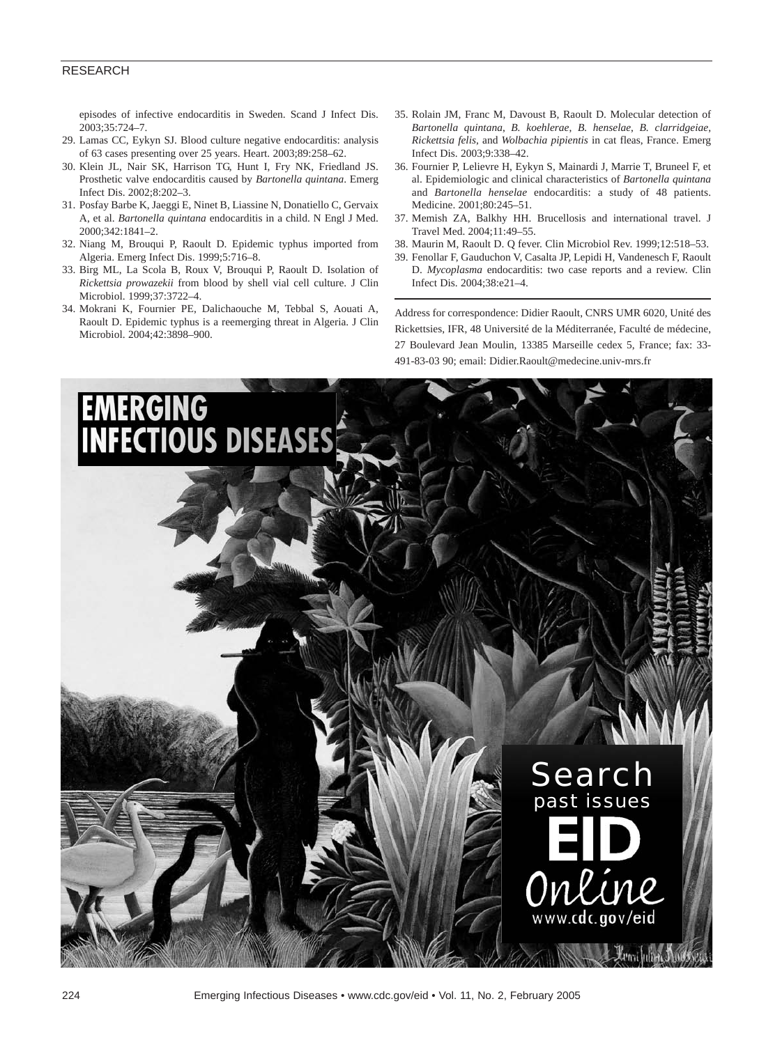episodes of infective endocarditis in Sweden. Scand J Infect Dis. 2003;35:724–7.

29. Lamas CC, Eykyn SJ. Blood culture negative endocarditis: analysis of 63 cases presenting over 25 years. Heart. 2003;89:258–62.
30. Klein JL, Nair SK, Harrison TG, Hunt I, Fry NK, Friedland JS. Prosthetic valve endocarditis caused by *Bartonella quintana*. Emerg Infect Dis. 2002;8:202–3.
31. Posfay Barbe K, Jaeggi E, Ninet B, Liassine N, Donatiello C, Gervaix A, et al. *Bartonella quintana* endocarditis in a child. N Engl J Med. 2000;342:1841–2.
32. Niang M, Brouqui P, Raoult D. Epidemic typhus imported from Algeria. Emerg Infect Dis. 1999;5:716–8.
33. Birg ML, La Scola B, Roux V, Brouqui P, Raoult D. Isolation of *Rickettsia prowazekii* from blood by shell vial cell culture. J Clin Microbiol. 1999;37:3722–4.
34. Mokrani K, Fournier PE, Dalichaouche M, Tebbal S, Aouati A, Raoult D. Epidemic typhus is a reemerging threat in Algeria. J Clin Microbiol. 2004;42:3898–900.
35. Rolain JM, Franc M, Davoust B, Raoult D. Molecular detection of *Bartonella quintana*, *B. koehlerae*, *B. henselae*, *B. clarridgeiae*, *Rickettsia felis*, and *Wolbachia pipientis* in cat fleas, France. Emerg Infect Dis. 2003;9:338–42.
36. Fournier P, Lelievre H, Eykyn S, Mainardi J, Marrie T, Bruneel F, et al. Epidemiologic and clinical characteristics of *Bartonella quintana* and *Bartonella henselae* endocarditis: a study of 48 patients. Medicine. 2001;80:245–51.
37. Memish ZA, Balkhy HH. Brucellosis and international travel. J Travel Med. 2004;11:49–55.
38. Maurin M, Raoult D. Q fever. Clin Microbiol Rev. 1999;12:518–53.
39. Fenollar F, Gauduchon V, Casalta JP, Lepidi H, Vandenesch F, Raoult D. *Mycoplasma* endocarditis: two case reports and a review. Clin Infect Dis. 2004;38:e21–4.

Address for correspondence: Didier Raoult, CNRS UMR 6020, Unité des Rickettsies, IFR, 48 Université de la Méditerranée, Faculté de médecine, 27 Boulevard Jean Moulin, 13385 Marseille cedex 5, France; fax: 33-491-83-03 90; email: Didier.Raoult@medecine.univ-mrs.fr

EMERGING INFECTIOUS DISEASES

Search past issues EID Online www.cdc.gov/eid